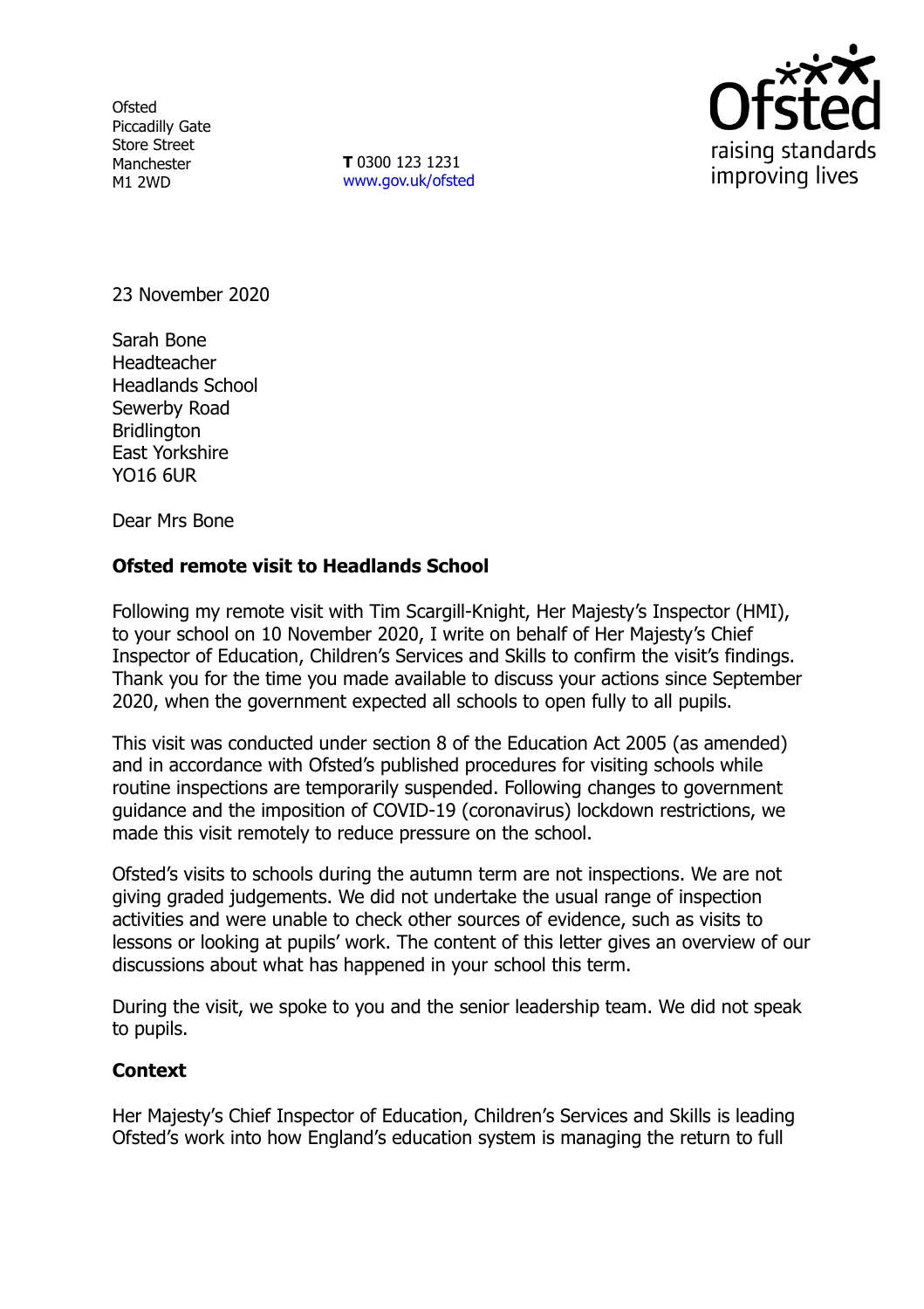Ofsted
Piccadilly Gate
Store Street
Manchester
M1 2WD

**T** 0300 123 1231
www.gov.uk/ofsted

23 November 2020

Sarah Bone
Headteacher
Headlands School
Sewerby Road
Bridlington
East Yorkshire
YO16 6UR

Dear Mrs Bone

**Ofsted remote visit to Headlands School**

Following my remote visit with Tim Scargill-Knight, Her Majesty's Inspector (HMI), to your school on 10 November 2020, I write on behalf of Her Majesty's Chief Inspector of Education, Children's Services and Skills to confirm the visit's findings. Thank you for the time you made available to discuss your actions since September 2020, when the government expected all schools to open fully to all pupils.

This visit was conducted under section 8 of the Education Act 2005 (as amended) and in accordance with Ofsted's published procedures for visiting schools while routine inspections are temporarily suspended. Following changes to government guidance and the imposition of COVID-19 (coronavirus) lockdown restrictions, we made this visit remotely to reduce pressure on the school.

Ofsted's visits to schools during the autumn term are not inspections. We are not giving graded judgements. We did not undertake the usual range of inspection activities and were unable to check other sources of evidence, such as visits to lessons or looking at pupils' work. The content of this letter gives an overview of our discussions about what has happened in your school this term.

During the visit, we spoke to you and the senior leadership team. We did not speak to pupils.

**Context**

Her Majesty's Chief Inspector of Education, Children's Services and Skills is leading Ofsted's work into how England's education system is managing the return to full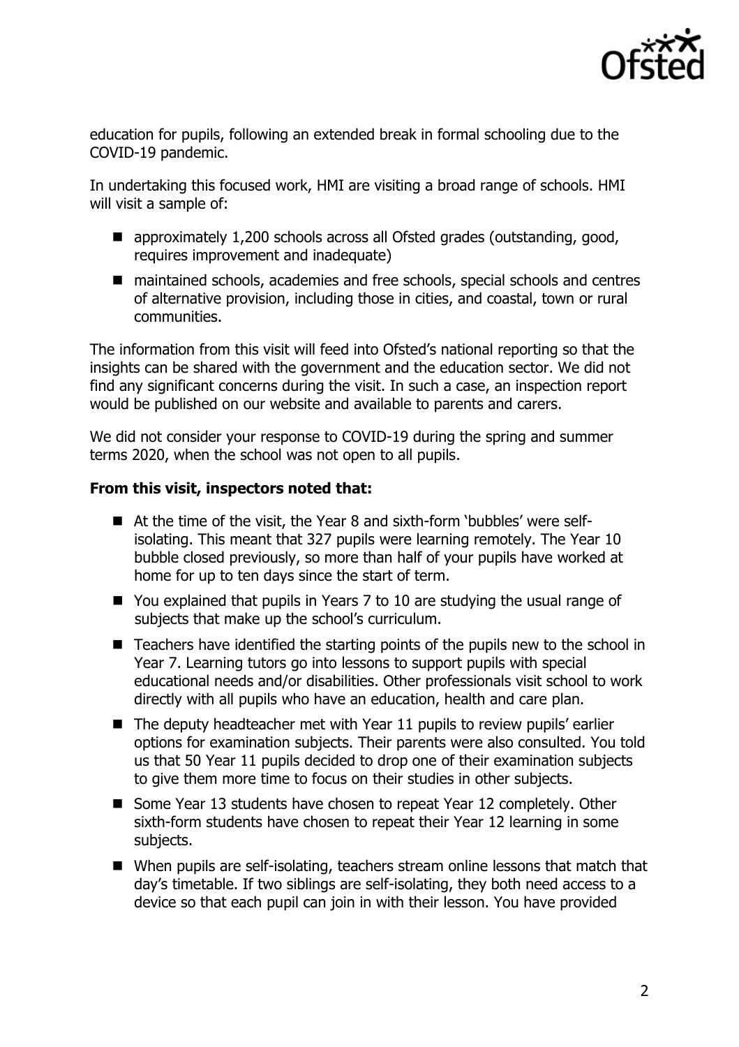education for pupils, following an extended break in formal schooling due to the COVID-19 pandemic.

In undertaking this focused work, HMI are visiting a broad range of schools. HMI will visit a sample of:

- approximately 1,200 schools across all Ofsted grades (outstanding, good, requires improvement and inadequate)
- maintained schools, academies and free schools, special schools and centres of alternative provision, including those in cities, and coastal, town or rural communities.

The information from this visit will feed into Ofsted's national reporting so that the insights can be shared with the government and the education sector. We did not find any significant concerns during the visit. In such a case, an inspection report would be published on our website and available to parents and carers.

We did not consider your response to COVID-19 during the spring and summer terms 2020, when the school was not open to all pupils.

**From this visit, inspectors noted that:**

- At the time of the visit, the Year 8 and sixth-form 'bubbles' were self-isolating. This meant that 327 pupils were learning remotely. The Year 10 bubble closed previously, so more than half of your pupils have worked at home for up to ten days since the start of term.
- You explained that pupils in Years 7 to 10 are studying the usual range of subjects that make up the school's curriculum.
- Teachers have identified the starting points of the pupils new to the school in Year 7. Learning tutors go into lessons to support pupils with special educational needs and/or disabilities. Other professionals visit school to work directly with all pupils who have an education, health and care plan.
- The deputy headteacher met with Year 11 pupils to review pupils' earlier options for examination subjects. Their parents were also consulted. You told us that 50 Year 11 pupils decided to drop one of their examination subjects to give them more time to focus on their studies in other subjects.
- Some Year 13 students have chosen to repeat Year 12 completely. Other sixth-form students have chosen to repeat their Year 12 learning in some subjects.
- When pupils are self-isolating, teachers stream online lessons that match that day's timetable. If two siblings are self-isolating, they both need access to a device so that each pupil can join in with their lesson. You have provided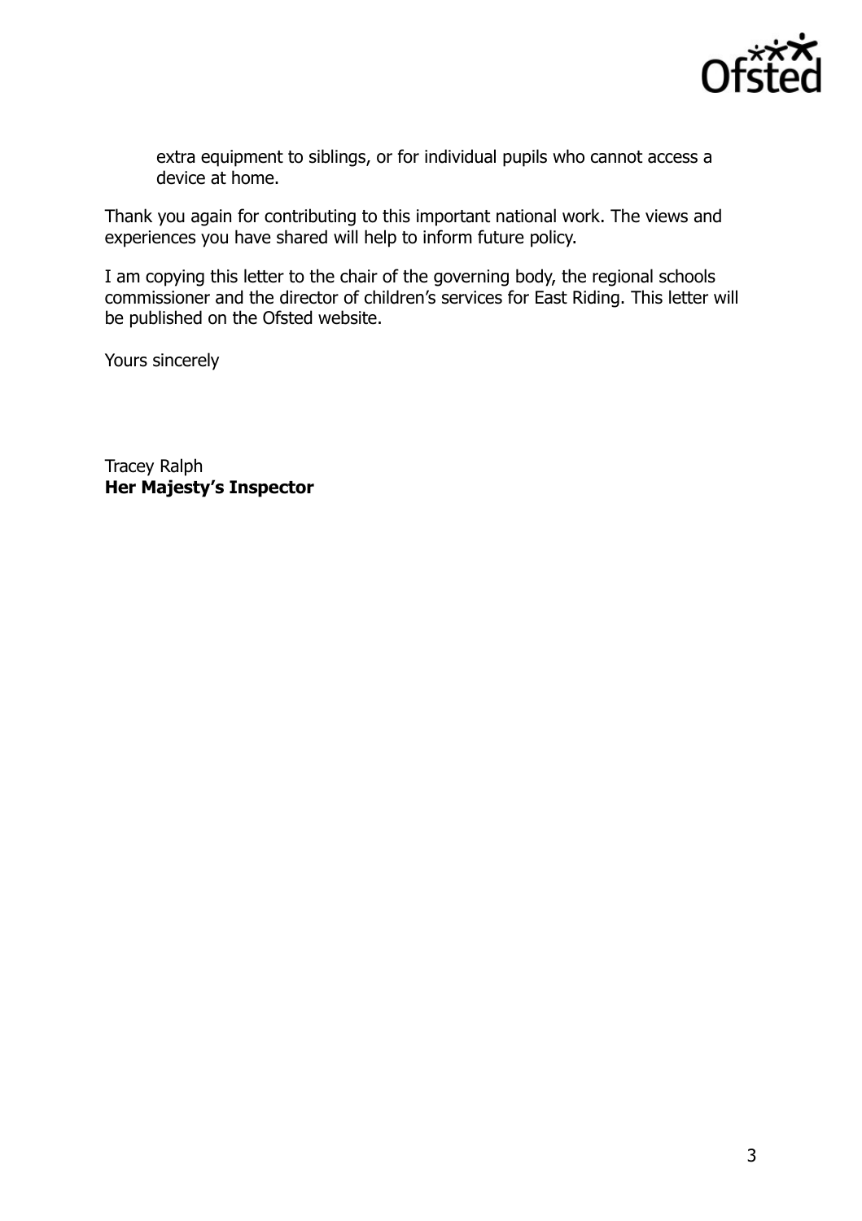extra equipment to siblings, or for individual pupils who cannot access a device at home.

Thank you again for contributing to this important national work. The views and experiences you have shared will help to inform future policy.

I am copying this letter to the chair of the governing body, the regional schools commissioner and the director of children's services for East Riding. This letter will be published on the Ofsted website.

Yours sincerely

Tracey Ralph
**Her Majesty's Inspector**